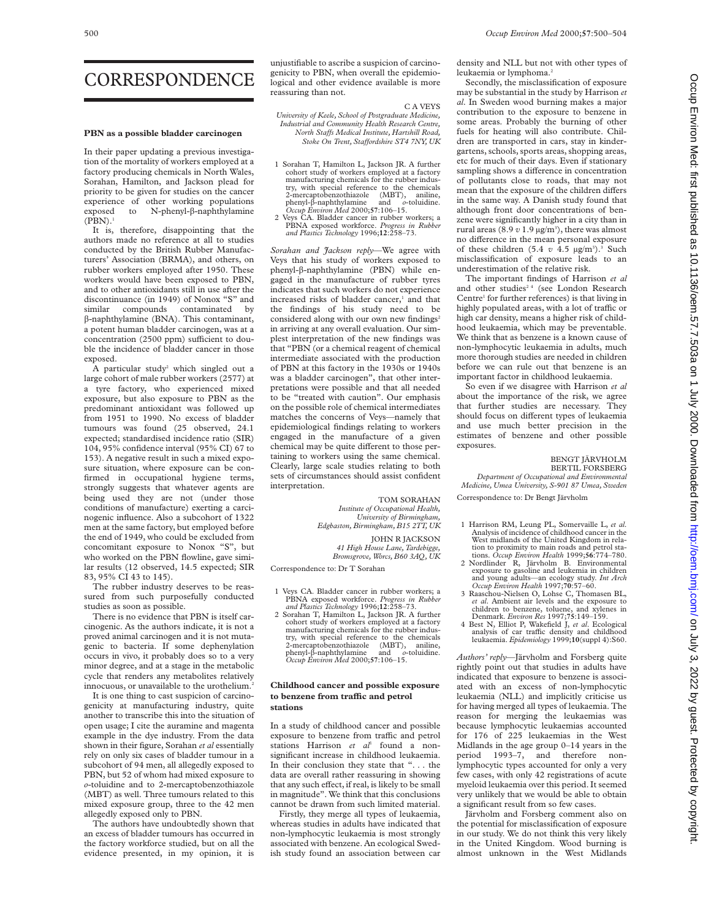# CORRESPONDENCE

## PBN as a possible bladder carcinogen

In their paper updating a previous investigation of the mortality of workers employed at a factory producing chemicals in North Wales, Sorahan, Hamilton, and Jackson plead for priority to be given for studies on the cancer experience of other working populations exposed to N-phenyl-β-naphthylamine (PBN).[1]

It is, therefore, disappointing that the authors made no reference at all to studies conducted by the British Rubber Manufacturers' Association (BRMA), and others, on rubber workers employed after 1950. These workers would have been exposed to PBN, and to other antioxidants still in use after the discontinuance (in 1949) of Nonox "S" and similar compounds contaminated by β-naphthylamine (BNA). This contaminant, a potent human bladder carcinogen, was at a concentration (2500 ppm) sufficient to double the incidence of bladder cancer in those exposed.

A particular study[2] which singled out a large cohort of male rubber workers (2577) at a tyre factory, who experienced mixed exposure, but also exposure to PBN as the predominant antioxidant was followed up from 1951 to 1990. No excess of bladder tumours was found (25 observed, 24.1 expected; standardised incidence ratio (SIR) 104, 95% confidence interval (95% CI) 67 to 153). A negative result in such a mixed exposure situation, where exposure can be confirmed in occupational hygiene terms, strongly suggests that whatever agents are being used they are not (under those conditions of manufacture) exerting a carcinogenic influence. Also a subcohort of 1322 men at the same factory, but employed before the end of 1949, who could be excluded from concomitant exposure to Nonox "S", but who worked on the PBN flowline, gave similar results (12 observed, 14.5 expected; SIR 83, 95% CI 43 to 145).

The rubber industry deserves to be reassured from such purposefully conducted studies as soon as possible.

There is no evidence that PBN is itself carcinogenic. As the authors indicate, it is not a proved animal carcinogen and it is not mutagenic to bacteria. If some dephenylation occurs in vivo, it probably does so to a very minor degree, and at a stage in the metabolic cycle that renders any metabolites relatively innocuous, or unavailable to the urothelium.[2]

It is one thing to cast suspicion of carcinogenicity at manufacturing industry, quite another to transcribe this into the situation of open usage; I cite the auramine and magenta example in the dye industry. From the data shown in their figure, Sorahan *et al* essentially rely on only six cases of bladder tumour in a subcohort of 94 men, all allegedly exposed to PBN, but 52 of whom had mixed exposure to *o*-toluidine and to 2-mercaptobenzothiazole (MBT) as well. Three tumours related to this mixed exposure group, three to the 42 men allegedly exposed only to PBN.

The authors have undoubtedly shown that an excess of bladder tumours has occurred in the factory workforce studied, but on all the evidence presented, in my opinion, it is unjustifiable to ascribe a suspicion of carcinogenicity to PBN, when overall the epidemiological and other evidence available is more reassuring than not.

C A VEYS
*University of Keele, School of Postgraduate Medicine, Industrial and Community Health Research Centre, North Staffs Medical Institute, Hartshill Road, Stoke On Trent, Staffordshire ST4 7NY, UK*

1 Sorahan T, Hamilton L, Jackson JR. A further cohort study of workers employed at a factory manufacturing chemicals for the rubber industry, with special reference to the chemicals 2-mercaptobenzothiazole (MBT), aniline, phenyl-β-naphthylamine and *o*-toluidine. *Occup Environ Med* 2000;**57**:106–15.
2 Veys CA. Bladder cancer in rubber workers; a PBNA exposed workforce. *Progress in Rubber and Plastics Technology* 1996;**12**:258–73.

*Sorahan and Jackson reply*—We agree with Veys that his study of workers exposed to phenyl-β-naphthylamine (PBN) while engaged in the manufacture of rubber tyres indicates that such workers do not experience increased risks of bladder cancer,[1] and that the findings of his study need to be considered along with our own new findings[2] in arriving at any overall evaluation. Our simplest interpretation of the new findings was that "PBN (or a chemical reagent of chemical intermediate associated with the production of PBN at this factory in the 1930s or 1940s was a bladder carcinogen", that other interpretations were possible and that all needed to be "treated with caution". Our emphasis on the possible role of chemical intermediates matches the concerns of Veys—namely that epidemiological findings relating to workers engaged in the manufacture of a given chemical may be quite different to those pertaining to workers using the same chemical. Clearly, large scale studies relating to both sets of circumstances should assist confident interpretation.

TOM SORAHAN
*Institute of Occupational Health, University of Birmingham, Edgbaston, Birmingham, B15 2TT, UK*

JOHN R JACKSON
*41 High House Lane, Tardebigge, Bromsgrove, Worcs, B60 3AQ, UK*

Correspondence to: Dr T Sorahan

1 Veys CA. Bladder cancer in rubber workers; a PBNA exposed workforce. *Progress in Rubber and Plastics Technology* 1996;**12**:258–73.
2 Sorahan T, Hamilton L, Jackson JR. A further cohort study of workers employed at a factory manufacturing chemicals for the rubber industry, with special reference to the chemicals 2-mercaptobenzothiazole (MBT), aniline, phenyl-β-naphthylamine and *o*-toluidine. *Occup Environ Med* 2000;**57**:106–15.

## Childhood cancer and possible exposure to benzene from traffic and petrol stations

In a study of childhood cancer and possible exposure to benzene from traffic and petrol stations Harrison *et al*[1] found a non-significant increase in childhood leukaemia. In their conclusion they state that "... the data are overall rather reassuring in showing that any such effect, if real, is likely to be small in magnitude". We think that this conclusions cannot be drawn from such limited material.

Firstly, they merge all types of leukaemia, whereas studies in adults have indicated that non-lymphocytic leukaemia is most strongly associated with benzene. An ecological Swedish study found an association between car density and NLL but not with other types of leukaemia or lymphoma.[2]

Secondly, the misclassification of exposure may be substantial in the study by Harrison *et al*. In Sweden wood burning makes a major contribution to the exposure to benzene in some areas. Probably the burning of other fuels for heating will also contribute. Children are transported in cars, stay in kindergartens, schools, sports areas, shopping areas, etc for much of their days. Even if stationary sampling shows a difference in concentration of pollutants close to roads, that may not mean that the exposure of the children differs in the same way. A Danish study found that although front door concentrations of benzene were significantly higher in a city than in rural areas (8.9 *v* 1.9 μg/m$^3$), there was almost no difference in the mean personal exposure of these children (5.4 *v* 4.5 μg/m$^3$).[3] Such misclassification of exposure leads to an underestimation of the relative risk.

The important findings of Harrison *et al* and other studies[2,4] (see London Research Centre[1] for further references) is that living in highly populated areas, with a lot of traffic or high car density, means a higher risk of childhood leukaemia, which may be preventable. We think that as benzene is a known cause of non-lymphocytic leukaemia in adults, much more thorough studies are needed in children before we can rule out that benzene is an important factor in childhood leukaemia.

So even if we disagree with Harrison *et al* about the importance of the risk, we agree that further studies are necessary. They should focus on different types of leukaemia and use much better precision in the estimates of benzene and other possible exposures.

BENGT JÄRVHOLM
BERTIL FORSBERG
*Department of Occupational and Environmental Medicine, Umea University, S-901 87 Umea, Sweden*

Correspondence to: Dr Bengt Järvholm

1 Harrison RM, Leung PL, Somervaille L, *et al*. Analysis of incidence of childhood cancer in the West midlands of the United Kingdom in relation to proximity to main roads and petrol stations. *Occup Environ Health* 1999;**56**:774–780.
2 Nordlinder R, Järvholm B. Environmental exposure to gasoline and leukemia in children and young adults—an ecology study. *Int Arch Occup Environ Health* 1997;**70**:57–60.
3 Raaschou-Nielsen O, Lohse C, Thomasen BL, *et al*. Ambient air levels and the exposure to children to benzene, toluene, and xylenes in Denmark. *Environ Res* 1997;**75**:149–159.
4 Best N, Elliot P, Wakefield J, *et al*. Ecological analysis of car traffic density and childhood leukaemia. *Epidemiology* 1999;**10**(suppl 4):S60.

*Authors' reply*—Järvholm and Forsberg quite rightly point out that studies in adults have indicated that exposure to benzene is associated with an excess of non-lymphocytic leukaemia (NLL) and implicitly criticise us for having merged all types of leukaemia. The reason for merging the leukaemias was because lymphocytic leukaemias accounted for 176 of 225 leukaemias in the West Midlands in the age group 0–14 years in the period 1993–7, and therefore non-lymphocytic types accounted for only a very few cases, with only 42 registrations of acute myeloid leukaemia over this period. It seemed very unlikely that we would be able to obtain a significant result from so few cases.

Järvholm and Forsberg comment also on the potential for misclassification of exposure in our study. We do not think this very likely in the United Kingdom. Wood burning is almost unknown in the West Midlands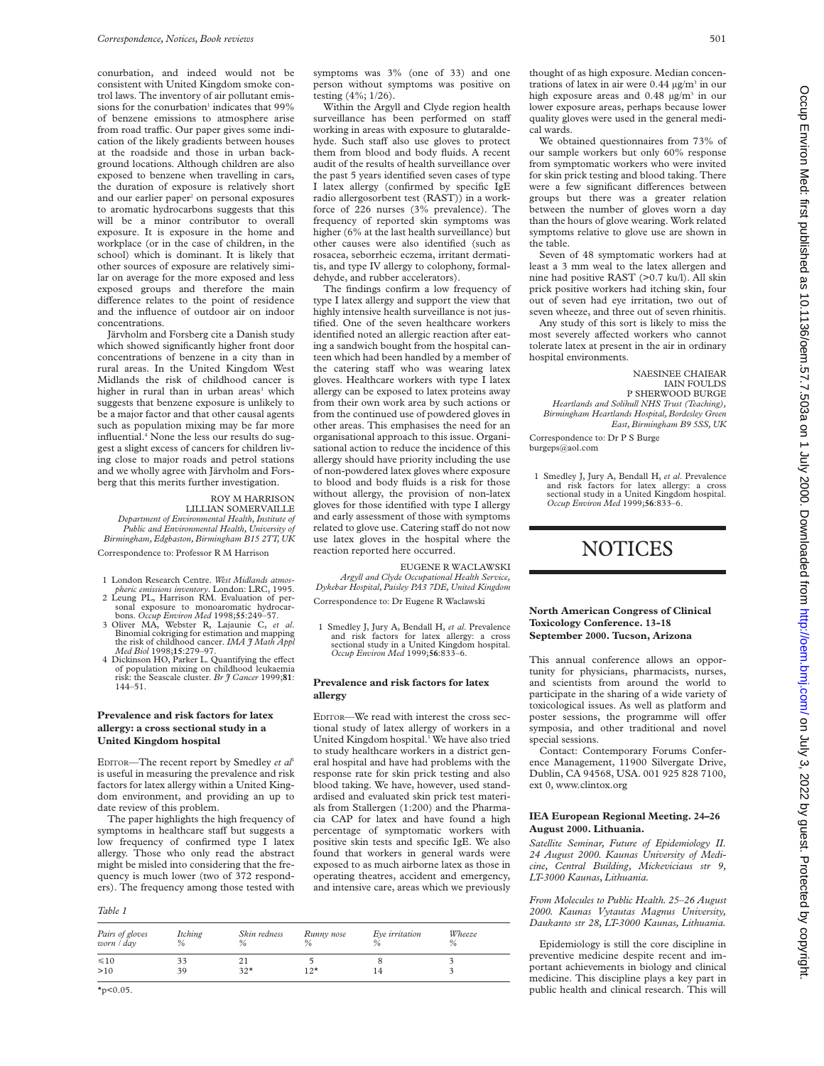conurbation, and indeed would not be consistent with United Kingdom smoke control laws. The inventory of air pollutant emissions for the conurbation[1] indicates that 99% of benzene emissions to atmosphere arise from road traffic. Our paper gives some indication of the likely gradients between houses at the roadside and those in urban background locations. Although children are also exposed to benzene when travelling in cars, the duration of exposure is relatively short and our earlier paper[2] on personal exposures to aromatic hydrocarbons suggests that this will be a minor contributor to overall exposure. It is exposure in the home and workplace (or in the case of children, in the school) which is dominant. It is likely that other sources of exposure are relatively similar on average for the more exposed and less exposed groups and therefore the main difference relates to the point of residence and the influence of outdoor air on indoor concentrations.

Järvholm and Forsberg cite a Danish study which showed significantly higher front door concentrations of benzene in a city than in rural areas. In the United Kingdom West Midlands the risk of childhood cancer is higher in rural than in urban areas[3] which suggests that benzene exposure is unlikely to be a major factor and that other causal agents such as population mixing may be far more influential.[4] None the less our results do suggest a slight excess of cancers for children living close to major roads and petrol stations and we wholly agree with Järvholm and Forsberg that this merits further investigation.

ROY M HARRISON
LILLIAN SOMERVAILLE
*Department of Environmental Health, Institute of Public and Environmental Health, University of Birmingham, Edgbaston, Birmingham B15 2TT, UK*

Correspondence to: Professor R M Harrison

1 London Research Centre. *West Midlands atmospheric emissions inventory*. London: LRC, 1995.
2 Leung PL, Harrison RM. Evaluation of personal exposure to monoaromatic hydrocarbons. *Occup Environ Med* 1998;**55**:249–57.
3 Oliver MA, Webster R, Lajaunie C, *et al*. Binomial cokriging for estimation and mapping the risk of childhood cancer. *IMA J Math Appl Med Biol* 1998;**15**:279–97.
4 Dickinson HO, Parker L. Quantifying the effect of population mixing on childhood leukaemia risk: the Seascale cluster. *Br J Cancer* 1999;**81**: 144–51.

## Prevalence and risk factors for latex allergy: a cross sectional study in a United Kingdom hospital

EDITOR—The recent report by Smedley *et al*[1] is useful in measuring the prevalence and risk factors for latex allergy within a United Kingdom environment, and providing an up to date review of this problem.

The paper highlights the high frequency of symptoms in healthcare staff but suggests a low frequency of confirmed type I latex allergy. Those who only read the abstract might be misled into considering that the frequency is much lower (two of 372 responders). The frequency among those tested with symptoms was 3% (one of 33) and one person without symptoms was positive on testing (4%; 1/26).

Within the Argyll and Clyde region health surveillance has been performed on staff working in areas with exposure to glutaraldehyde. Such staff also use gloves to protect them from blood and body fluids. A recent audit of the results of health surveillance over the past 5 years identified seven cases of type I latex allergy (confirmed by specific IgE radio allergosorbent test (RAST)) in a workforce of 226 nurses (3% prevalence). The frequency of reported skin symptoms was higher (6% at the last health surveillance) but other causes were also identified (such as rosacea, seborrheic eczema, irritant dermatitis, and type IV allergy to colophony, formaldehyde, and rubber accelerators).

The findings confirm a low frequency of type I latex allergy and support the view that highly intensive health surveillance is not justified. One of the seven healthcare workers identified noted an allergic reaction after eating a sandwich bought from the hospital canteen which had been handled by a member of the catering staff who was wearing latex gloves. Healthcare workers with type I latex allergy can be exposed to latex proteins away from their own work area by such actions or from the continued use of powdered gloves in other areas. This emphasises the need for an organisational approach to this issue. Organisational action to reduce the incidence of this allergy should have priority including the use of non-powdered latex gloves where exposure to blood and body fluids is a risk for those without allergy, the provision of non-latex gloves for those identified with type I allergy and early assessment of those with symptoms related to glove use. Catering staff do not now use latex gloves in the hospital where the reaction reported here occurred.

EUGENE R WACLAWSKI
*Argyll and Clyde Occupational Health Service, Dykebar Hospital, Paisley PA3 7DE, United Kingdom*

Correspondence to: Dr Eugene R Waclawski

1 Smedley J, Jury A, Bendall H, *et al*. Prevalence and risk factors for latex allergy: a cross sectional study in a United Kingdom hospital. *Occup Environ Med* 1999;**56**:833–6.

## Prevalence and risk factors for latex allergy

EDITOR—We read with interest the cross sectional study of latex allergy of workers in a United Kingdom hospital.[1] We have also tried to study healthcare workers in a district general hospital and have had problems with the response rate for skin prick testing and also blood taking. We have, however, used standardised and evaluated skin prick test materials from Stallergen (1:200) and the Pharmacia CAP for latex and have found a high percentage of symptomatic workers with positive skin tests and specific IgE. We also found that workers in general wards were exposed to as much airborne latex as those in operating theatres, accident and emergency, and intensive care, areas which we previously thought of as high exposure. Median concentrations of latex in air were 0.44 μg/m³ in our high exposure areas and 0.48 μg/m³ in our lower exposure areas, perhaps because lower quality gloves were used in the general medical wards.

We obtained questionnaires from 73% of our sample workers but only 60% response from symptomatic workers who were invited for skin prick testing and blood taking. There were a few significant differences between groups but there was a greater relation between the number of gloves worn a day than the hours of glove wearing. Work related symptoms relative to glove use are shown in the table.

Seven of 48 symptomatic workers had at least a 3 mm weal to the latex allergen and nine had positive RAST (>0.7 ku/l). All skin prick positive workers had itching skin, four out of seven had eye irritation, two out of seven wheeze, and three out of seven rhinitis.

Any study of this sort is likely to miss the most severely affected workers who cannot tolerate latex at present in the air in ordinary hospital environments.

*Table 1*

| Pairs of gloves worn / day | Itching % | Skin redness % | Runny nose % | Eye irritation % | Wheeze % |
|---|---|---|---|---|---|
| ≤10 | 33 | 21 | 5 | 8 | 3 |
| >10 | 39 | 32* | 12* | 14 | 3 |

*$p<0.05$.

NAESINEE CHAIEAR
IAIN FOULDS
P SHERWOOD BURGE
*Heartlands and Solihull NHS Trust (Teaching), Birmingham Heartlands Hospital, Bordesley Green East, Birmingham B9 5SS, UK*

Correspondence to: Dr P S Burge
burgeps@aol.com

1 Smedley J, Jury A, Bendall H, *et al*. Prevalence and risk factors for latex allergy: a cross sectional study in a United Kingdom hospital. *Occup Environ Med* 1999;**56**:833–6.

# NOTICES

### North American Congress of Clinical Toxicology Conference. 13–18 September 2000. Tucson, Arizona

This annual conference allows an opportunity for physicians, pharmacists, nurses, and scientists from around the world to participate in the sharing of a wide variety of toxicological issues. As well as platform and poster sessions, the programme will offer symposia, and other traditional and novel special sessions.

Contact: Contemporary Forums Conference Management, 11900 Silvergate Drive, Dublin, CA 94568, USA. 001 925 828 7100, ext 0, www.clintox.org

### IEA European Regional Meeting. 24–26 August 2000. Lithuania.

*Satellite Seminar, Future of Epidemiology II. 24 August 2000. Kaunas University of Medicine, Central Building, Mickevicius str 9, LT-3000 Kaunas, Lithuania.*

*From Molecules to Public Health. 25–26 August 2000. Kaunas Vytautas Magnus University, Daukanto str 28, LT-3000 Kaunas, Lithuania.*

Epidemiology is still the core discipline in preventive medicine despite recent and important achievements in biology and clinical medicine. This discipline plays a key part in public health and clinical research. This will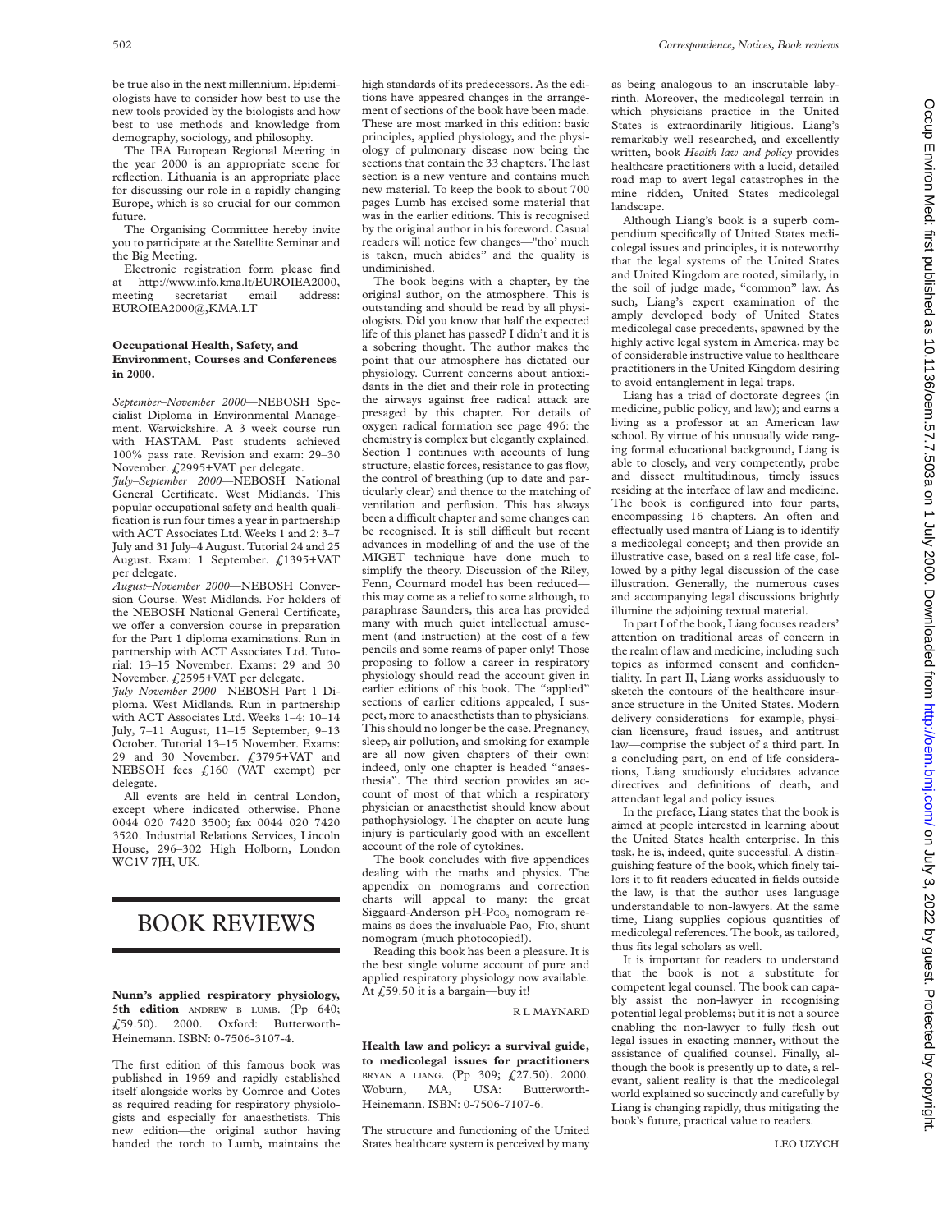be true also in the next millennium. Epidemiologists have to consider how best to use the new tools provided by the biologists and how best to use methods and knowledge from demography, sociology, and philosophy.

The IEA European Regional Meeting in the year 2000 is an appropriate scene for reflection. Lithuania is an appropriate place for discussing our role in a rapidly changing Europe, which is so crucial for our common future.

The Organising Committee hereby invite you to participate at the Satellite Seminar and the Big Meeting.

Electronic registration form please find at http://www.info.kma.lt/EUROIEA2000, meeting secretariat email address: EUROIEA2000@,KMA.LT

**Occupational Health, Safety, and Environment, Courses and Conferences in 2000.**

*September–November 2000*—NEBOSH Specialist Diploma in Environmental Management. Warwickshire. A 3 week course run with HASTAM. Past students achieved 100% pass rate. Revision and exam: 29–30 November. £2995+VAT per delegate.

*July–September 2000*—NEBOSH National General Certificate. West Midlands. This popular occupational safety and health qualification is run four times a year in partnership with ACT Associates Ltd. Weeks 1 and 2: 3–7 July and 31 July–4 August. Tutorial 24 and 25 August. Exam: 1 September. £1395+VAT per delegate.

*August–November 2000*—NEBOSH Conversion Course. West Midlands. For holders of the NEBOSH National General Certificate, we offer a conversion course in preparation for the Part 1 diploma examinations. Run in partnership with ACT Associates Ltd. Tutorial: 13–15 November. Exams: 29 and 30 November. £2595+VAT per delegate.

*July–November 2000*—NEBOSH Part 1 Diploma. West Midlands. Run in partnership with ACT Associates Ltd. Weeks 1–4: 10–14 July, 7–11 August, 11–15 September, 9–13 October. Tutorial 13–15 November. Exams: 29 and 30 November. £3795+VAT and NEBSOH fees £160 (VAT exempt) per delegate.

All events are held in central London, except where indicated otherwise. Phone 0044 020 7420 3500; fax 0044 020 7420 3520. Industrial Relations Services, Lincoln House, 296–302 High Holborn, London WC1V 7JH, UK.

# BOOK REVIEWS

**Nunn's applied respiratory physiology, 5th edition** ANDREW B LUMB. (Pp 640; £59.50). 2000. Oxford: Butterworth-Heinemann. ISBN: 0-7506-3107-4.

The first edition of this famous book was published in 1969 and rapidly established itself alongside works by Comroe and Cotes as required reading for respiratory physiologists and especially for anaesthetists. This new edition—the original author having handed the torch to Lumb, maintains the high standards of its predecessors. As the editions have appeared changes in the arrangement of sections of the book have been made. These are most marked in this edition: basic principles, applied physiology, and the physiology of pulmonary disease now being the sections that contain the 33 chapters. The last section is a new venture and contains much new material. To keep the book to about 700 pages Lumb has excised some material that was in the earlier editions. This is recognised by the original author in his foreword. Casual readers will notice few changes—"tho' much is taken, much abides" and the quality is undiminished.

The book begins with a chapter, by the original author, on the atmosphere. This is outstanding and should be read by all physiologists. Did you know that half the expected life of this planet has passed? I didn't and it is a sobering thought. The author makes the point that our atmosphere has dictated our physiology. Current concerns about antioxidants in the diet and their role in protecting the airways against free radical attack are presaged by this chapter. For details of oxygen radical formation see page 496: the chemistry is complex but elegantly explained. Section 1 continues with accounts of lung structure, elastic forces, resistance to gas flow, the control of breathing (up to date and particularly clear) and thence to the matching of ventilation and perfusion. This has always been a difficult chapter and some changes can be recognised. It is still difficult but recent advances in modelling of and the use of the MIGET technique have done much to simplify the theory. Discussion of the Riley, Fenn, Cournard model has been reduced—this may come as a relief to some although, to paraphrase Saunders, this area has provided many with much quiet intellectual amusement (and instruction) at the cost of a few pencils and some reams of paper only! Those proposing to follow a career in respiratory physiology should read the account given in earlier editions of this book. The "applied" sections of earlier editions appealed, I suspect, more to anaesthetists than to physicians. This should no longer be the case. Pregnancy, sleep, air pollution, and smoking for example are all now given chapters of their own: indeed, only one chapter is headed "anaesthesia". The third section provides an account of most of that which a respiratory physician or anaesthetist should know about pathophysiology. The chapter on acute lung injury is particularly good with an excellent account of the role of cytokines.

The book concludes with five appendices dealing with the maths and physics. The appendix on nomograms and correction charts will appeal to many: the great Siggaard-Anderson pH-$P_{CO_2}$ nomogram remains as does the invaluable $P_{aO_2}$–$F_{IO_2}$ shunt nomogram (much photocopied!).

Reading this book has been a pleasure. It is the best single volume account of pure and applied respiratory physiology now available. At £59.50 it is a bargain—buy it!

R L MAYNARD

**Health law and policy: a survival guide, to medicolegal issues for practitioners** BRYAN A LIANG. (Pp 309; £27.50). 2000. Woburn, MA, USA: Butterworth-Heinemann. ISBN: 0-7506-7107-6.

The structure and functioning of the United States healthcare system is perceived by many as being analogous to an inscrutable labyrinth. Moreover, the medicolegal terrain in which physicians practice in the United States is extraordinarily litigious. Liang's remarkably well researched, and excellently written, book *Health law and policy* provides healthcare practitioners with a lucid, detailed road map to avert legal catastrophes in the mine ridden, United States medicolegal landscape.

Although Liang's book is a superb compendium specifically of United States medicolegal issues and principles, it is noteworthy that the legal systems of the United States and United Kingdom are rooted, similarly, in the soil of judge made, "common" law. As such, Liang's expert examination of the amply developed body of United States medicolegal case precedents, spawned by the highly active legal system in America, may be of considerable instructive value to healthcare practitioners in the United Kingdom desiring to avoid entanglement in legal traps.

Liang has a triad of doctorate degrees (in medicine, public policy, and law); and earns a living as a professor at an American law school. By virtue of his unusually wide ranging formal educational background, Liang is able to closely, and very competently, probe and dissect multitudinous, timely issues residing at the interface of law and medicine. The book is configured into four parts, encompassing 16 chapters. An often and effectually used mantra of Liang is to identify a medicolegal concept; and then provide an illustrative case, based on a real life case, followed by a pithy legal discussion of the case illustration. Generally, the numerous cases and accompanying legal discussions brightly illumine the adjoining textual material.

In part I of the book, Liang focuses readers' attention on traditional areas of concern in the realm of law and medicine, including such topics as informed consent and confidentiality. In part II, Liang works assiduously to sketch the contours of the healthcare insurance structure in the United States. Modern delivery considerations—for example, physician licensure, fraud issues, and antitrust law—comprise the subject of a third part. In a concluding part, on end of life considerations, Liang studiously elucidates advance directives and definitions of death, and attendant legal and policy issues.

In the preface, Liang states that the book is aimed at people interested in learning about the United States health enterprise. In this task, he is, indeed, quite successful. A distinguishing feature of the book, which finely tailors it to fit readers educated in fields outside the law, is that the author uses language understandable to non-lawyers. At the same time, Liang supplies copious quantities of medicolegal references. The book, as tailored, thus fits legal scholars as well.

It is important for readers to understand that the book is not a substitute for competent legal counsel. The book can capably assist the non-lawyer in recognising potential legal problems; but it is not a source enabling the non-lawyer to fully flesh out legal issues in exacting manner, without the assistance of qualified counsel. Finally, although the book is presently up to date, a relevant, salient reality is that the medicolegal world explained so succinctly and carefully by Liang is changing rapidly, thus mitigating the book's future, practical value to readers.

LEO UZYCH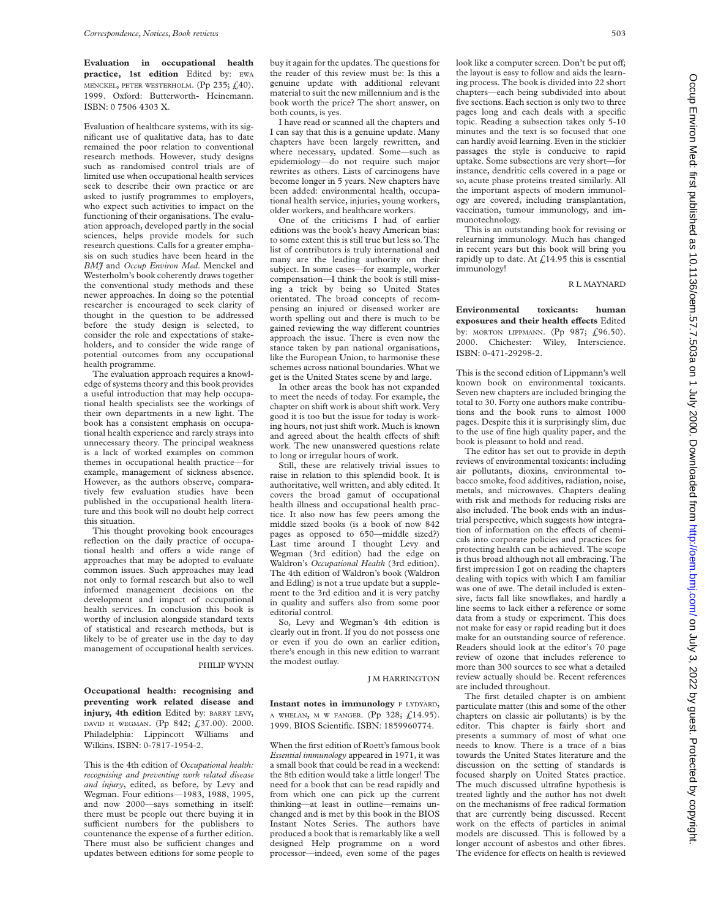**Evaluation in occupational health practice, 1st edition** Edited by: EWA MENCKEL, PETER WESTERHOLM. (Pp 235; £40). 1999. Oxford: Butterworth- Heinemann. ISBN: 0 7506 4303 X.

Evaluation of healthcare systems, with its significant use of qualitative data, has to date remained the poor relation to conventional research methods. However, study designs such as randomised control trials are of limited use when occupational health services seek to describe their own practice or are asked to justify programmes to employers, who expect such activities to impact on the functioning of their organisations. The evaluation approach, developed partly in the social sciences, helps provide models for such research questions. Calls for a greater emphasis on such studies have been heard in the *BMJ* and *Occup Environ Med*. Menckel and Westerholm's book coherently draws together the conventional study methods and these newer approaches. In doing so the potential researcher is encouraged to seek clarity of thought in the question to be addressed before the study design is selected, to consider the role and expectations of stakeholders, and to consider the wide range of potential outcomes from any occupational health programme.

The evaluation approach requires a knowledge of systems theory and this book provides a useful introduction that may help occupational health specialists see the workings of their own departments in a new light. The book has a consistent emphasis on occupational health experience and rarely strays into unnecessary theory. The principal weakness is a lack of worked examples on common themes in occupational health practice—for example, management of sickness absence. However, as the authors observe, comparatively few evaluation studies have been published in the occupational health literature and this book will no doubt help correct this situation.

This thought provoking book encourages reflection on the daily practice of occupational health and offers a wide range of approaches that may be adopted to evaluate common issues. Such approaches may lead not only to formal research but also to well informed management decisions on the development and impact of occupational health services. In conclusion this book is worthy of inclusion alongside standard texts of statistical and research methods, but is likely to be of greater use in the day to day management of occupational health services.

PHILIP WYNN

**Occupational health: recognising and preventing work related disease and injury, 4th edition** Edited by: BARRY LEVY, DAVID H WEGMAN. (Pp 842; £37.00). 2000. Philadelphia: Lippincott Williams and Wilkins. ISBN: 0-7817-1954-2.

This is the 4th edition of *Occupational health: recognising and preventing work related disease and injury*, edited, as before, by Levy and Wegman. Four editions—1983, 1988, 1995, and now 2000—says something in itself: there must be people out there buying it in sufficient numbers for the publishers to countenance the expense of a further edition. There must also be sufficient changes and updates between editions for some people to buy it again for the updates. The questions for the reader of this review must be: Is this a genuine update with additional relevant material to suit the new millennium and is the book worth the price? The short answer, on both counts, is yes.

I have read or scanned all the chapters and I can say that this is a genuine update. Many chapters have been largely rewritten, and where necessary, updated. Some—such as epidemiology—do not require such major rewrites as others. Lists of carcinogens have become longer in 5 years. New chapters have been added: environmental health, occupational health service, injuries, young workers, older workers, and healthcare workers.

One of the criticisms I had of earlier editions was the book's heavy American bias: to some extent this is still true but less so. The list of contributors is truly international and many are the leading authority on their subject. In some cases—for example, worker compensation—I think the book is still missing a trick by being so United States orientated. The broad concepts of recompensing an injured or diseased worker are worth spelling out and there is much to be gained reviewing the way different countries approach the issue. There is even now the stance taken by pan national organisations, like the European Union, to harmonise these schemes across national boundaries. What we get is the United States scene by and large.

In other areas the book has not expanded to meet the needs of today. For example, the chapter on shift work is about shift work. Very good it is too but the issue for today is working hours, not just shift work. Much is known and agreed about the health effects of shift work. The new unanswered questions relate to long or irregular hours of work.

Still, these are relatively trivial issues to raise in relation to this splendid book. It is authoritative, well written, and ably edited. It covers the broad gamut of occupational health illness and occupational health practice. It also now has few peers among the middle sized books (is a book of now 842 pages as opposed to 650—middle sized?) Last time around I thought Levy and Wegman (3rd edition) had the edge on Waldron's *Occupational Health* (3rd edition). The 4th edition of Waldron's book (Waldron and Edling) is not a true update but a supplement to the 3rd edition and it is very patchy in quality and suffers also from some poor editorial control.

So, Levy and Wegman's 4th edition is clearly out in front. If you do not possess one or even if you do own an earlier edition, there's enough in this new edition to warrant the modest outlay.

J M HARRINGTON

**Instant notes in immunology** P LYDYARD, A WHELAN, M W FANGER. (Pp 328; £14.95). 1999. BIOS Scientific. ISBN: 1859960774.

When the first edition of Roett's famous book *Essential immunology* appeared in 1971, it was a small book that could be read in a weekend: the 8th edition would take a little longer! The need for a book that can be read rapidly and from which one can pick up the current thinking—at least in outline—remains unchanged and is met by this book in the BIOS Instant Notes Series. The authors have produced a book that is remarkably like a well designed Help programme on a word processor—indeed, even some of the pages look like a computer screen. Don't be put off; the layout is easy to follow and aids the learning process. The book is divided into 22 short chapters—each being subdivided into about five sections. Each section is only two to three pages long and each deals with a specific topic. Reading a subsection takes only 5-10 minutes and the text is so focused that one can hardly avoid learning. Even in the stickier passages the style is conducive to rapid uptake. Some subsections are very short—for instance, dendritic cells covered in a page or so, acute phase proteins treated similarly. All the important aspects of modern immunology are covered, including transplantation, vaccination, tumour immunology, and immunotechnology.

This is an outstanding book for revising or relearning immunology. Much has changed in recent years but this book will bring you rapidly up to date. At £14.95 this is essential immunology!

R L MAYNARD

**Environmental toxicants: human exposures and their health effects** Edited by: MORTON LIPPMANN. (Pp 987; £96.50). 2000. Chichester: Wiley, Interscience. ISBN: 0-471-29298-2.

This is the second edition of Lippmann's well known book on environmental toxicants. Seven new chapters are included bringing the total to 30. Forty one authors make contributions and the book runs to almost 1000 pages. Despite this it is surprisingly slim, due to the use of fine high quality paper, and the book is pleasant to hold and read.

The editor has set out to provide in depth reviews of environmental toxicants: including air pollutants, dioxins, environmental tobacco smoke, food additives, radiation, noise, metals, and microwaves. Chapters dealing with risk and methods for reducing risks are also included. The book ends with an industrial perspective, which suggests how integration of information on the effects of chemicals into corporate policies and practices for protecting health can be achieved. The scope is thus broad although not all embracing. The first impression I got on reading the chapters dealing with topics with which I am familiar was one of awe. The detail included is extensive, facts fall like snowflakes, and hardly a line seems to lack either a reference or some data from a study or experiment. This does not make for easy or rapid reading but it does make for an outstanding source of reference. Readers should look at the editor's 70 page review of ozone that includes reference to more than 300 sources to see what a detailed review actually should be. Recent references are included throughout.

The first detailed chapter is on ambient particulate matter (this and some of the other chapters on classic air pollutants) is by the editor. This chapter is fairly short and presents a summary of most of what one needs to know. There is a trace of a bias towards the United States literature and the discussion on the setting of standards is focused sharply on United States practice. The much discussed ultrafine hypothesis is treated lightly and the author has not dwelt on the mechanisms of free radical formation that are currently being discussed. Recent work on the effects of particles in animal models are discussed. This is followed by a longer account of asbestos and other fibres. The evidence for effects on health is reviewed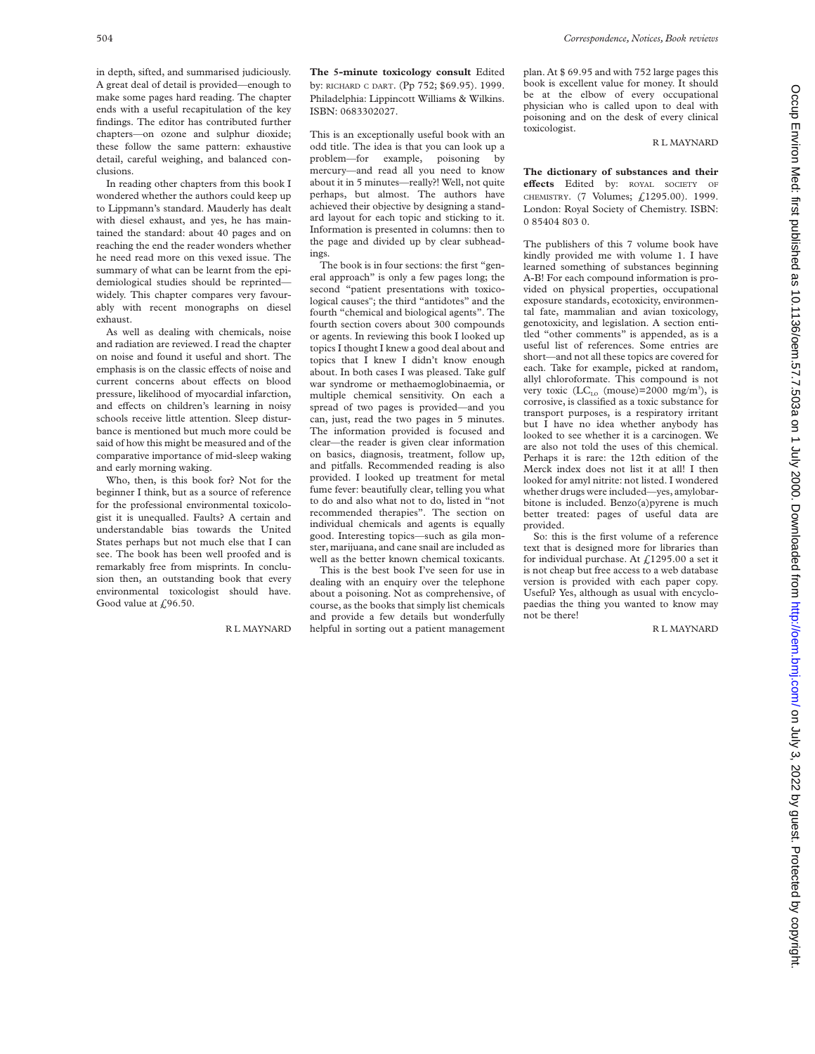in depth, sifted, and summarised judiciously. A great deal of detail is provided—enough to make some pages hard reading. The chapter ends with a useful recapitulation of the key findings. The editor has contributed further chapters—on ozone and sulphur dioxide; these follow the same pattern: exhaustive detail, careful weighing, and balanced conclusions.

In reading other chapters from this book I wondered whether the authors could keep up to Lippmann's standard. Mauderly has dealt with diesel exhaust, and yes, he has maintained the standard: about 40 pages and on reaching the end the reader wonders whether he need read more on this vexed issue. The summary of what can be learnt from the epidemiological studies should be reprinted—widely. This chapter compares very favourably with recent monographs on diesel exhaust.

As well as dealing with chemicals, noise and radiation are reviewed. I read the chapter on noise and found it useful and short. The emphasis is on the classic effects of noise and current concerns about effects on blood pressure, likelihood of myocardial infarction, and effects on children's learning in noisy schools receive little attention. Sleep disturbance is mentioned but much more could be said of how this might be measured and of the comparative importance of mid-sleep waking and early morning waking.

Who, then, is this book for? Not for the beginner I think, but as a source of reference for the professional environmental toxicologist it is unequalled. Faults? A certain and understandable bias towards the United States perhaps but not much else that I can see. The book has been well proofed and is remarkably free from misprints. In conclusion then, an outstanding book that every environmental toxicologist should have. Good value at £96.50.

R L MAYNARD

**The 5-minute toxicology consult** Edited by: RICHARD C DART. (Pp 752; $69.95). 1999. Philadelphia: Lippincott Williams & Wilkins. ISBN: 0683302027.

This is an exceptionally useful book with an odd title. The idea is that you can look up a problem—for example, poisoning by mercury—and read all you need to know about it in 5 minutes—really?! Well, not quite perhaps, but almost. The authors have achieved their objective by designing a standard layout for each topic and sticking to it. Information is presented in columns: then to the page and divided up by clear subheadings.

The book is in four sections: the first "general approach" is only a few pages long; the second "patient presentations with toxicological causes"; the third "antidotes" and the fourth "chemical and biological agents". The fourth section covers about 300 compounds or agents. In reviewing this book I looked up topics I thought I knew a good deal about and topics that I knew I didn't know enough about. In both cases I was pleased. Take gulf war syndrome or methaemoglobinaemia, or multiple chemical sensitivity. On each a spread of two pages is provided—and you can, just, read the two pages in 5 minutes. The information provided is focused and clear—the reader is given clear information on basics, diagnosis, treatment, follow up, and pitfalls. Recommended reading is also provided. I looked up treatment for metal fume fever: beautifully clear, telling you what to do and also what not to do, listed in "not recommended therapies". The section on individual chemicals and agents is equally good. Interesting topics—such as gila monster, marijuana, and cane snail are included as well as the better known chemical toxicants.

This is the best book I've seen for use in dealing with an enquiry over the telephone about a poisoning. Not as comprehensive, of course, as the books that simply list chemicals and provide a few details but wonderfully helpful in sorting out a patient management plan. At $ 69.95 and with 752 large pages this book is excellent value for money. It should be at the elbow of every occupational physician who is called upon to deal with poisoning and on the desk of every clinical toxicologist.

R L MAYNARD

**The dictionary of substances and their effects** Edited by: ROYAL SOCIETY OF CHEMISTRY. (7 Volumes; £1295.00). 1999. London: Royal Society of Chemistry. ISBN: 0 85404 803 0.

The publishers of this 7 volume book have kindly provided me with volume 1. I have learned something of substances beginning A-B! For each compound information is provided on physical properties, occupational exposure standards, ecotoxicity, environmental fate, mammalian and avian toxicology, genotoxicity, and legislation. A section entitled "other comments" is appended, as is a useful list of references. Some entries are short—and not all these topics are covered for each. Take for example, picked at random, allyl chloroformate. This compound is not very toxic ($LC_{LO}$ (mouse)=2000 mg/m$^3$), is corrosive, is classified as a toxic substance for transport purposes, is a respiratory irritant but I have no idea whether anybody has looked to see whether it is a carcinogen. We are also not told the uses of this chemical. Perhaps it is rare: the 12th edition of the Merck index does not list it at all! I then looked for amyl nitrite: not listed. I wondered whether drugs were included—yes, amylobarbitone is included. Benzo(a)pyrene is much better treated: pages of useful data are provided.

So: this is the first volume of a reference text that is designed more for libraries than for individual purchase. At £1295.00 a set it is not cheap but free access to a web database version is provided with each paper copy. Useful? Yes, although as usual with encyclopaedias the thing you wanted to know may not be there!

R L MAYNARD